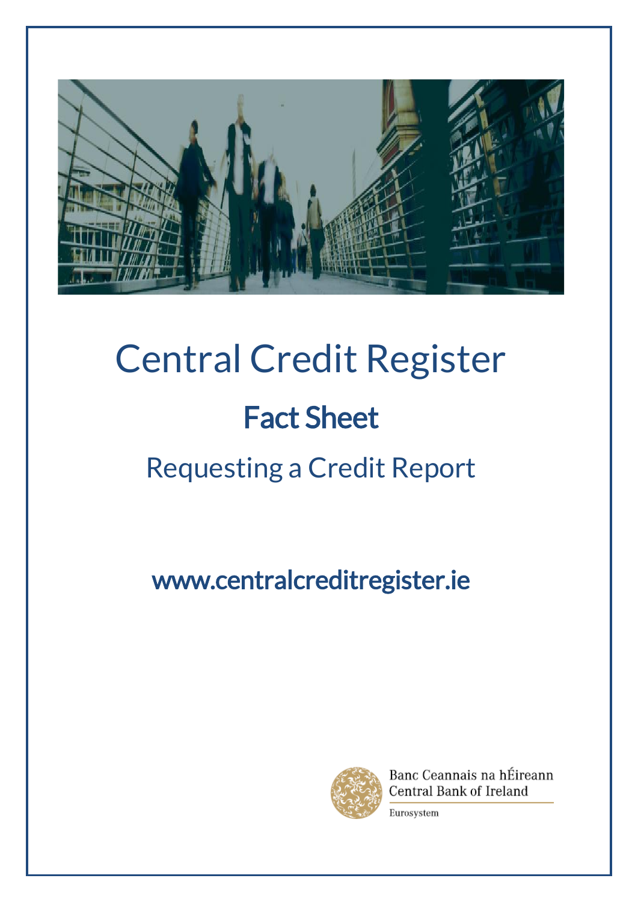# Central Credit Register

## Fact Sheet

### Requesting a Credit Report

**www.centralcreditregister.ie**

Banc Ceannais na hÉireann
Central Bank of Ireland
Eurosystem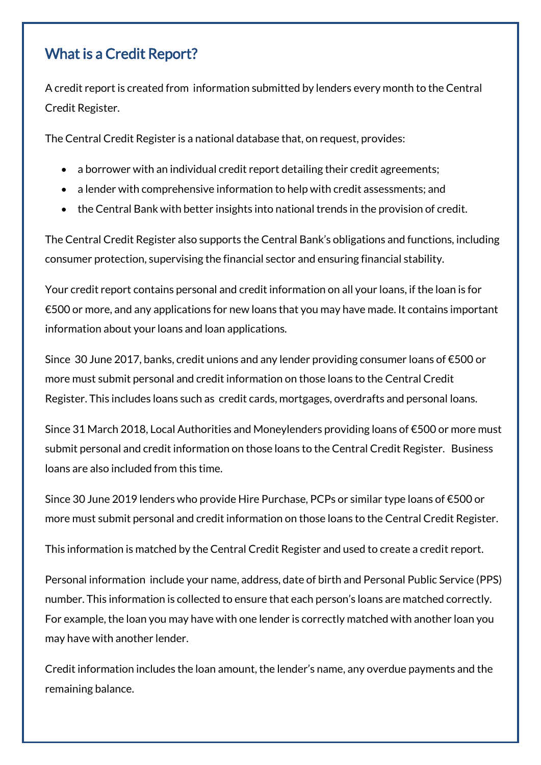## What is a Credit Report?

A credit report is created from information submitted by lenders every month to the Central Credit Register.

The Central Credit Register is a national database that, on request, provides:

- a borrower with an individual credit report detailing their credit agreements;
- a lender with comprehensive information to help with credit assessments; and
- the Central Bank with better insights into national trends in the provision of credit.

The Central Credit Register also supports the Central Bank's obligations and functions, including consumer protection, supervising the financial sector and ensuring financial stability.

Your credit report contains personal and credit information on all your loans, if the loan is for €500 or more, and any applications for new loans that you may have made. It contains important information about your loans and loan applications.

Since 30 June 2017, banks, credit unions and any lender providing consumer loans of €500 or more must submit personal and credit information on those loans to the Central Credit Register. This includes loans such as credit cards, mortgages, overdrafts and personal loans.

Since 31 March 2018, Local Authorities and Moneylenders providing loans of €500 or more must submit personal and credit information on those loans to the Central Credit Register. Business loans are also included from this time.

Since 30 June 2019 lenders who provide Hire Purchase, PCPs or similar type loans of €500 or more must submit personal and credit information on those loans to the Central Credit Register.

This information is matched by the Central Credit Register and used to create a credit report.

Personal information include your name, address, date of birth and Personal Public Service (PPS) number. This information is collected to ensure that each person's loans are matched correctly. For example, the loan you may have with one lender is correctly matched with another loan you may have with another lender.

Credit information includes the loan amount, the lender's name, any overdue payments and the remaining balance.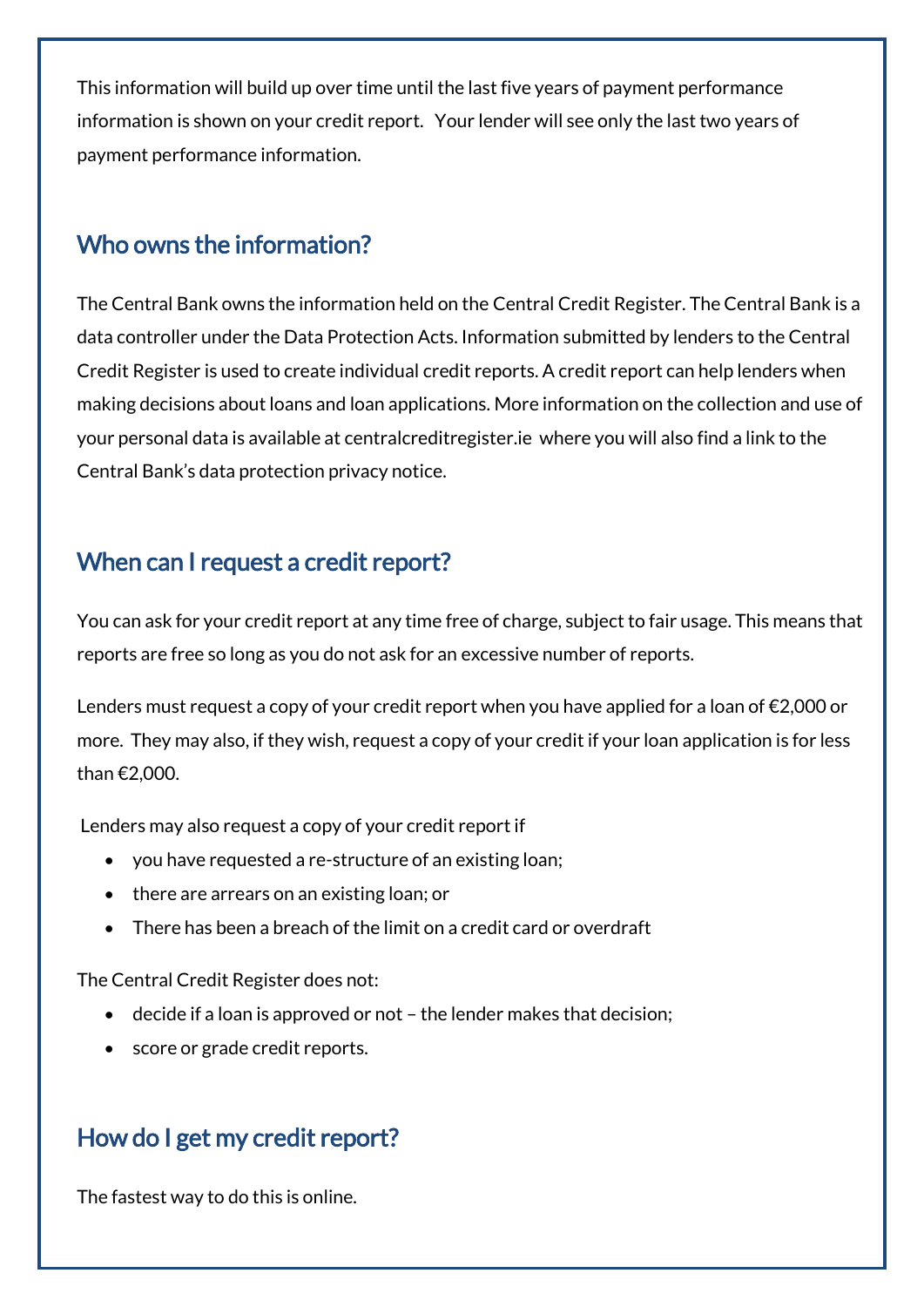This information will build up over time until the last five years of payment performance information is shown on your credit report. Your lender will see only the last two years of payment performance information.

## Who owns the information?

The Central Bank owns the information held on the Central Credit Register. The Central Bank is a data controller under the Data Protection Acts. Information submitted by lenders to the Central Credit Register is used to create individual credit reports. A credit report can help lenders when making decisions about loans and loan applications. More information on the collection and use of your personal data is available at centralcreditregister.ie where you will also find a link to the Central Bank's data protection privacy notice.

## When can I request a credit report?

You can ask for your credit report at any time free of charge, subject to fair usage. This means that reports are free so long as you do not ask for an excessive number of reports.

Lenders must request a copy of your credit report when you have applied for a loan of €2,000 or more. They may also, if they wish, request a copy of your credit if your loan application is for less than €2,000.

Lenders may also request a copy of your credit report if

- you have requested a re-structure of an existing loan;
- there are arrears on an existing loan; or
- There has been a breach of the limit on a credit card or overdraft

The Central Credit Register does not:

- decide if a loan is approved or not – the lender makes that decision;
- score or grade credit reports.

## How do I get my credit report?

The fastest way to do this is online.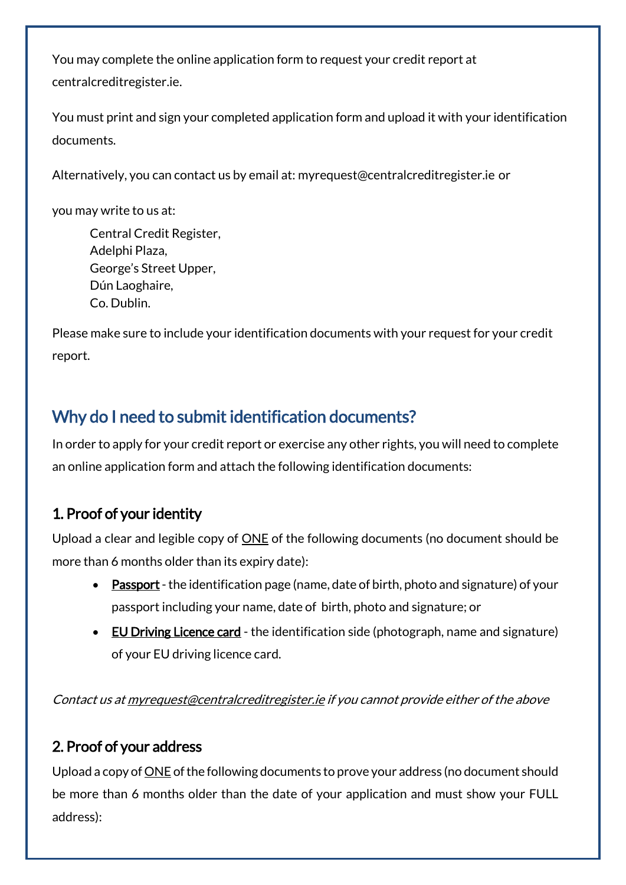You may complete the online application form to request your credit report at centralcreditregister.ie.

You must print and sign your completed application form and upload it with your identification documents.

Alternatively, you can contact us by email at: myrequest@centralcreditregister.ie or

you may write to us at:

> Central Credit Register,
> Adelphi Plaza,
> George's Street Upper,
> Dún Laoghaire,
> Co. Dublin.

Please make sure to include your identification documents with your request for your credit report.

## Why do I need to submit identification documents?

In order to apply for your credit report or exercise any other rights, you will need to complete an online application form and attach the following identification documents:

### 1. Proof of your identity

Upload a clear and legible copy of ONE of the following documents (no document should be more than 6 months older than its expiry date):

- **Passport** - the identification page (name, date of birth, photo and signature) of your passport including your name, date of birth, photo and signature; or
- **EU Driving Licence card** - the identification side (photograph, name and signature) of your EU driving licence card.

*Contact us at myrequest@centralcreditregister.ie if you cannot provide either of the above*

### 2. Proof of your address

Upload a copy of ONE of the following documents to prove your address (no document should be more than 6 months older than the date of your application and must show your FULL address):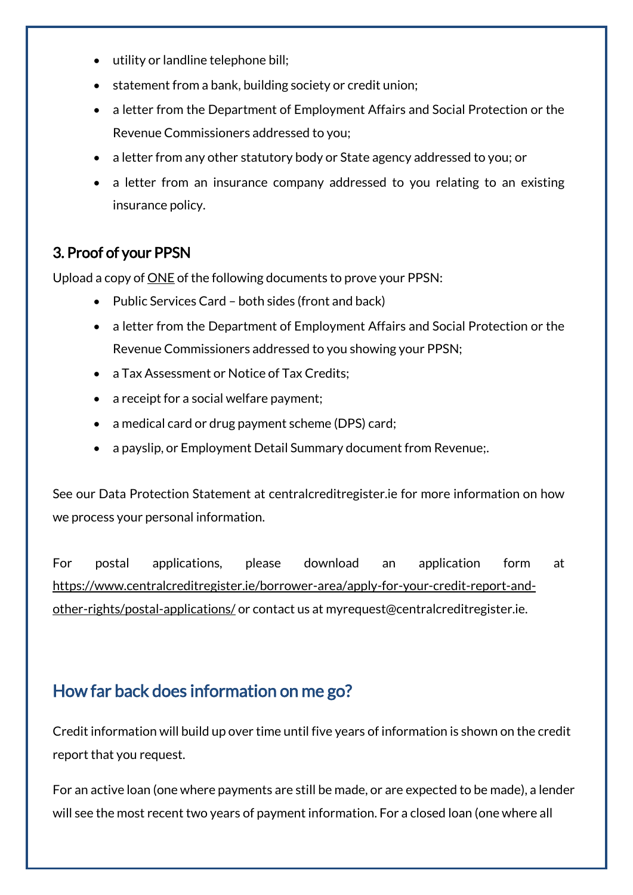- utility or landline telephone bill;
- statement from a bank, building society or credit union;
- a letter from the Department of Employment Affairs and Social Protection or the Revenue Commissioners addressed to you;
- a letter from any other statutory body or State agency addressed to you; or
- a letter from an insurance company addressed to you relating to an existing insurance policy.

### 3. Proof of your PPSN

Upload a copy of ONE of the following documents to prove your PPSN:

- Public Services Card – both sides (front and back)
- a letter from the Department of Employment Affairs and Social Protection or the Revenue Commissioners addressed to you showing your PPSN;
- a Tax Assessment or Notice of Tax Credits;
- a receipt for a social welfare payment;
- a medical card or drug payment scheme (DPS) card;
- a payslip, or Employment Detail Summary document from Revenue;.

See our Data Protection Statement at centralcreditregister.ie for more information on how we process your personal information.

For postal applications, please download an application form at https://www.centralcreditregister.ie/borrower-area/apply-for-your-credit-report-and-other-rights/postal-applications/ or contact us at myrequest@centralcreditregister.ie.

## How far back does information on me go?

Credit information will build up over time until five years of information is shown on the credit report that you request.

For an active loan (one where payments are still be made, or are expected to be made), a lender will see the most recent two years of payment information. For a closed loan (one where all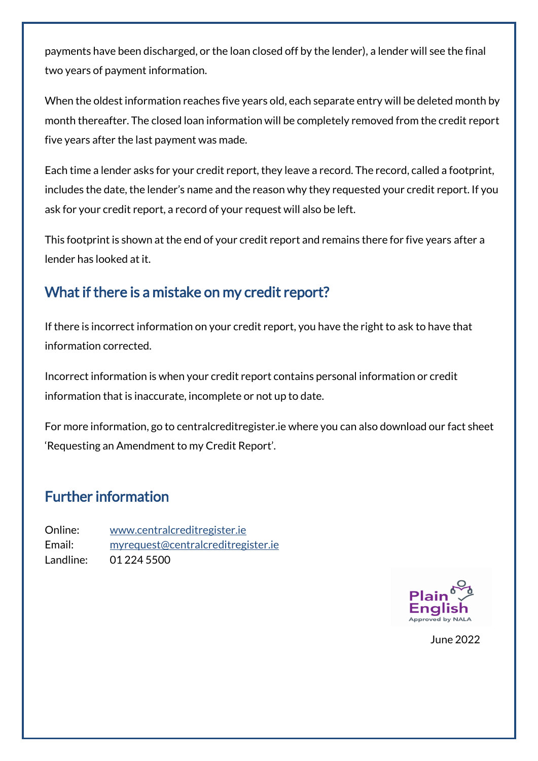payments have been discharged, or the loan closed off by the lender), a lender will see the final two years of payment information.

When the oldest information reaches five years old, each separate entry will be deleted month by month thereafter. The closed loan information will be completely removed from the credit report five years after the last payment was made.

Each time a lender asks for your credit report, they leave a record. The record, called a footprint, includes the date, the lender's name and the reason why they requested your credit report. If you ask for your credit report, a record of your request will also be left.

This footprint is shown at the end of your credit report and remains there for five years after a lender has looked at it.

## What if there is a mistake on my credit report?

If there is incorrect information on your credit report, you have the right to ask to have that information corrected.

Incorrect information is when your credit report contains personal information or credit information that is inaccurate, incomplete or not up to date.

For more information, go to centralcreditregister.ie where you can also download our fact sheet 'Requesting an Amendment to my Credit Report'.

## Further information

| | |
|---|---|
| Online: | www.centralcreditregister.ie |
| Email: | myrequest@centralcreditregister.ie |
| Landline: | 01 224 5500 |

Plain English
Approved by NALA

June 2022